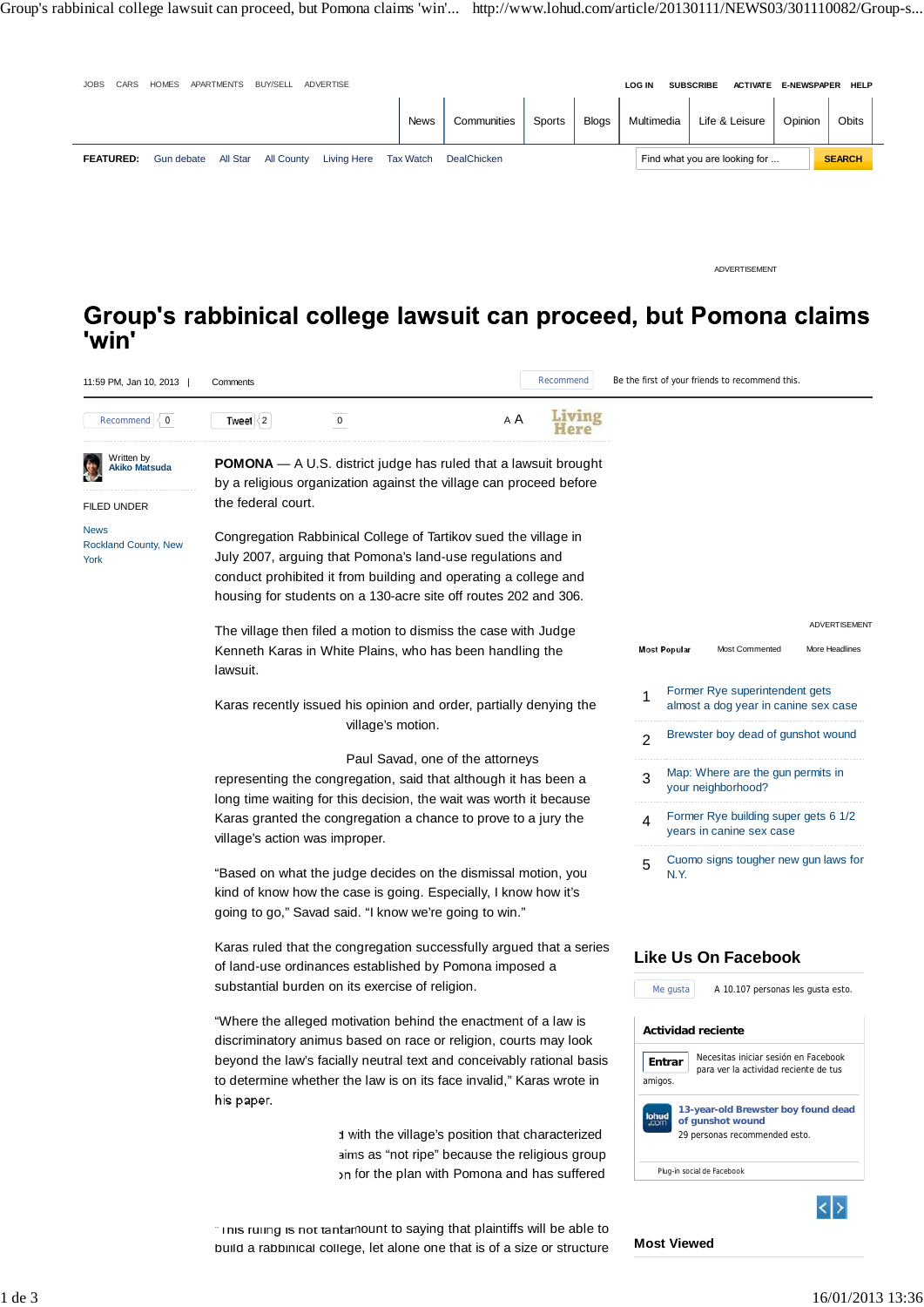# Group's rabbinical college lawsuit can proceed, but Pomona claims 'win'

11:59 PM, Jan 10, 2013 | Comments

Written by **Akiko Matsuda**

FILED UNDER

News
Rockland County, New York

**POMONA** — A U.S. district judge has ruled that a lawsuit brought by a religious organization against the village can proceed before the federal court.

Congregation Rabbinical College of Tartikov sued the village in July 2007, arguing that Pomona's land-use regulations and conduct prohibited it from building and operating a college and housing for students on a 130-acre site off routes 202 and 306.

The village then filed a motion to dismiss the case with Judge Kenneth Karas in White Plains, who has been handling the lawsuit.

Karas recently issued his opinion and order, partially denying the village's motion.

Paul Savad, one of the attorneys representing the congregation, said that although it has been a long time waiting for this decision, the wait was worth it because Karas granted the congregation a chance to prove to a jury the village's action was improper.

"Based on what the judge decides on the dismissal motion, you kind of know how the case is going. Especially, I know how it's going to go," Savad said. "I know we're going to win."

Karas ruled that the congregation successfully argued that a series of land-use ordinances established by Pomona imposed a substantial burden on its exercise of religion.

"Where the alleged motivation behind the enactment of a law is discriminatory animus based on race or religion, courts may look beyond the law's facially neutral text and conceivably rational basis to determine whether the law is on its face invalid," Karas wrote in his paper.

...d with the village's position that characterized ...aims as "not ripe" because the religious group ...on for the plan with Pomona and has suffered

"This ruling is not tantamount to saying that plaintiffs will be able to build a rabbinical college, let alone one that is of a size or structure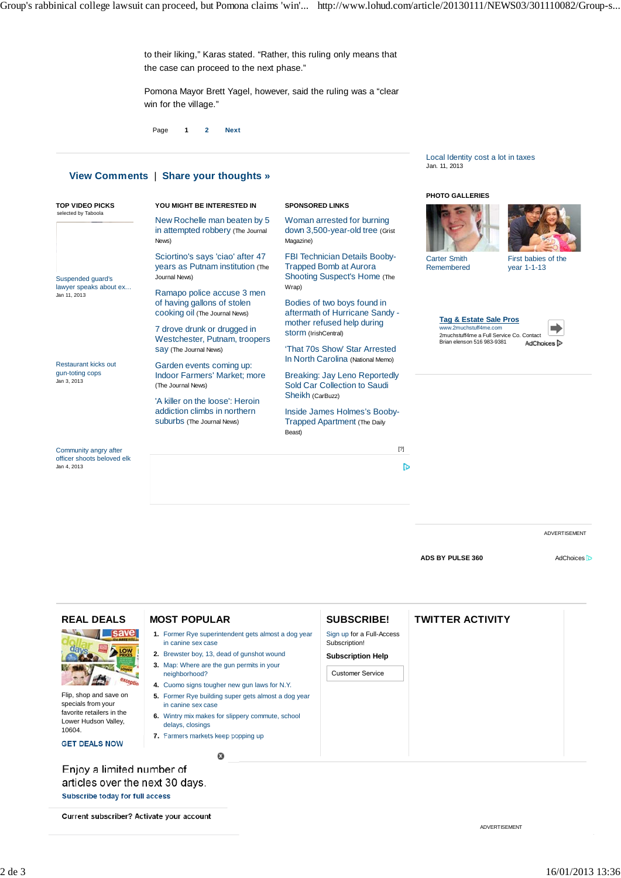to their liking," Karas stated. "Rather, this ruling only means that the case can proceed to the next phase."

Pomona Mayor Brett Yagel, however, said the ruling was a "clear win for the village."

Page 1 2 Next

**View Comments** | **Share your thoughts »**

Local Identity cost a lot in taxes
Jan. 11, 2013

**TOP VIDEO PICKS**
selected by Taboola

Suspended guard's lawyer speaks about ex...
Jan 11, 2013

Restaurant kicks out gun-toting cops
Jan 3, 2013

Community angry after officer shoots beloved elk
Jan 4, 2013

**YOU MIGHT BE INTERESTED IN**

- New Rochelle man beaten by 5 in attempted robbery (The Journal News)
- Sciortino's says 'ciao' after 47 years as Putnam institution (The Journal News)
- Ramapo police accuse 3 men of having gallons of stolen cooking oil (The Journal News)
- 7 drove drunk or drugged in Westchester, Putnam, troopers say (The Journal News)
- Garden events coming up: Indoor Farmers' Market; more (The Journal News)
- 'A killer on the loose': Heroin addiction climbs in northern suburbs (The Journal News)

**SPONSORED LINKS**

- Woman arrested for burning down 3,500-year-old tree (Grist Magazine)
- FBI Technician Details Booby-Trapped Bomb at Aurora Shooting Suspect's Home (The Wrap)
- Bodies of two boys found in aftermath of Hurricane Sandy - mother refused help during storm (IrishCentral)
- 'That 70s Show' Star Arrested In North Carolina (National Memo)
- Breaking: Jay Leno Reportedly Sold Car Collection to Saudi Sheikh (CarBuzz)
- Inside James Holmes's Booby-Trapped Apartment (The Daily Beast)

[?]

**PHOTO GALLERIES**

Carter Smith Remembered

First babies of the year 1-1-13

Tag & Estate Sale Pros
www.2muchstuff4me.com
2muchstuff4me a Full Service Co. Contact Brian elenson 516 983-9381
AdChoices

ADVERTISEMENT

ADS BY PULSE 360 AdChoices

## REAL DEALS

Flip, shop and save on specials from your favorite retailers in the Lower Hudson Valley, 10604.

**GET DEALS NOW**

## MOST POPULAR

1. Former Rye superintendent gets almost a dog year in canine sex case
2. Brewster boy, 13, dead of gunshot wound
3. Map: Where are the gun permits in your neighborhood?
4. Cuomo signs tougher new gun laws for N.Y.
5. Former Rye building super gets almost a dog year in canine sex case
6. Wintry mix makes for slippery commute, school delays, closings
7. Farmers markets keep popping up

## SUBSCRIBE!

Sign up for a Full-Access Subscription!

**Subscription Help**

Customer Service

## TWITTER ACTIVITY

Enjoy a limited number of articles over the next 30 days.

**Subscribe today for full access**

**Current subscriber? Activate your account**

ADVERTISEMENT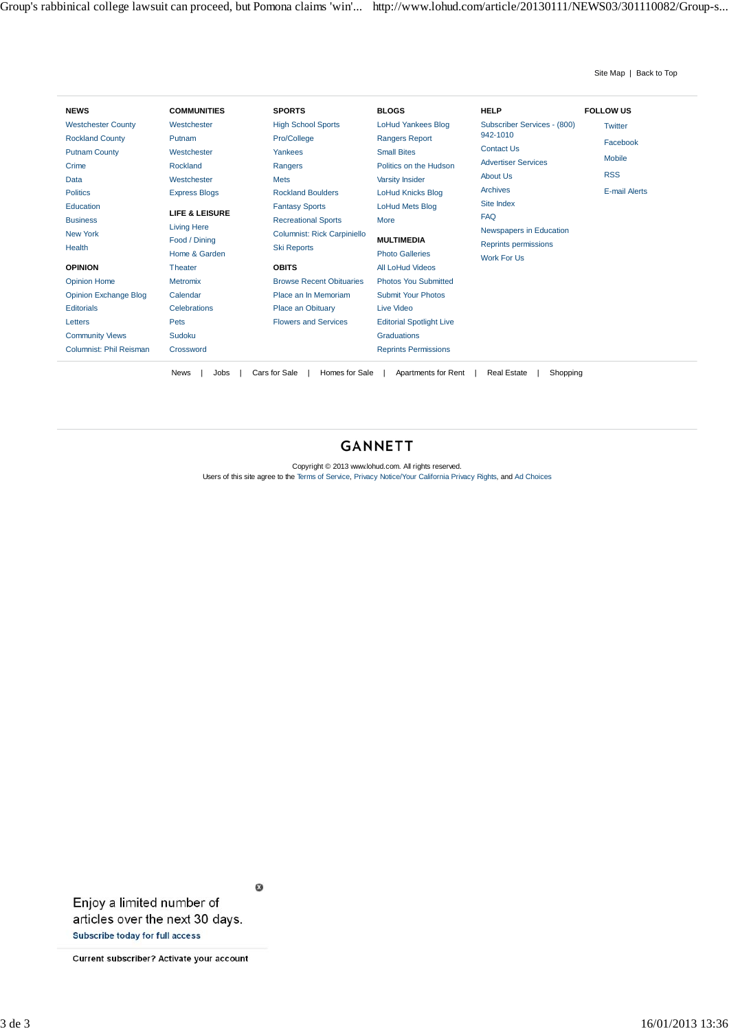Site Map | Back to Top

**NEWS**
- Westchester County
- Rockland County
- Putnam County
- Crime
- Data
- Politics
- Education
- Business
- New York
- Health

**OPINION**
- Opinion Home
- Opinion Exchange Blog
- Editorials
- Letters
- Community Views
- Columnist: Phil Reisman

**COMMUNITIES**
- Westchester
- Putnam
- Westchester
- Rockland
- Westchester
- Express Blogs

**LIFE & LEISURE**
- Living Here
- Food / Dining
- Home & Garden
- Theater
- Metromix
- Calendar
- Celebrations
- Pets
- Sudoku
- Crossword

**SPORTS**
- High School Sports
- Pro/College
- Yankees
- Rangers
- Mets
- Rockland Boulders
- Fantasy Sports
- Recreational Sports
- Columnist: Rick Carpiniello
- Ski Reports

**OBITS**
- Browse Recent Obituaries
- Place an In Memoriam
- Place an Obituary
- Flowers and Services

**BLOGS**
- LoHud Yankees Blog
- Rangers Report
- Small Bites
- Politics on the Hudson
- Varsity Insider
- LoHud Knicks Blog
- LoHud Mets Blog
- More

**MULTIMEDIA**
- Photo Galleries
- All LoHud Videos
- Photos You Submitted
- Submit Your Photos
- Live Video
- Editorial Spotlight Live
- Graduations
- Reprints Permissions

**HELP**
- Subscriber Services - (800) 942-1010
- Contact Us
- Advertiser Services
- About Us
- Archives
- Site Index
- FAQ
- Newspapers in Education
- Reprints permissions
- Work For Us

**FOLLOW US**
- Twitter
- Facebook
- Mobile
- RSS
- E-mail Alerts

News | Jobs | Cars for Sale | Homes for Sale | Apartments for Rent | Real Estate | Shopping

GANNETT

Copyright © 2013 www.lohud.com. All rights reserved.
Users of this site agree to the Terms of Service, Privacy Notice/Your California Privacy Rights, and Ad Choices

Enjoy a limited number of articles over the next 30 days.
**Subscribe today for full access**

**Current subscriber? Activate your account**